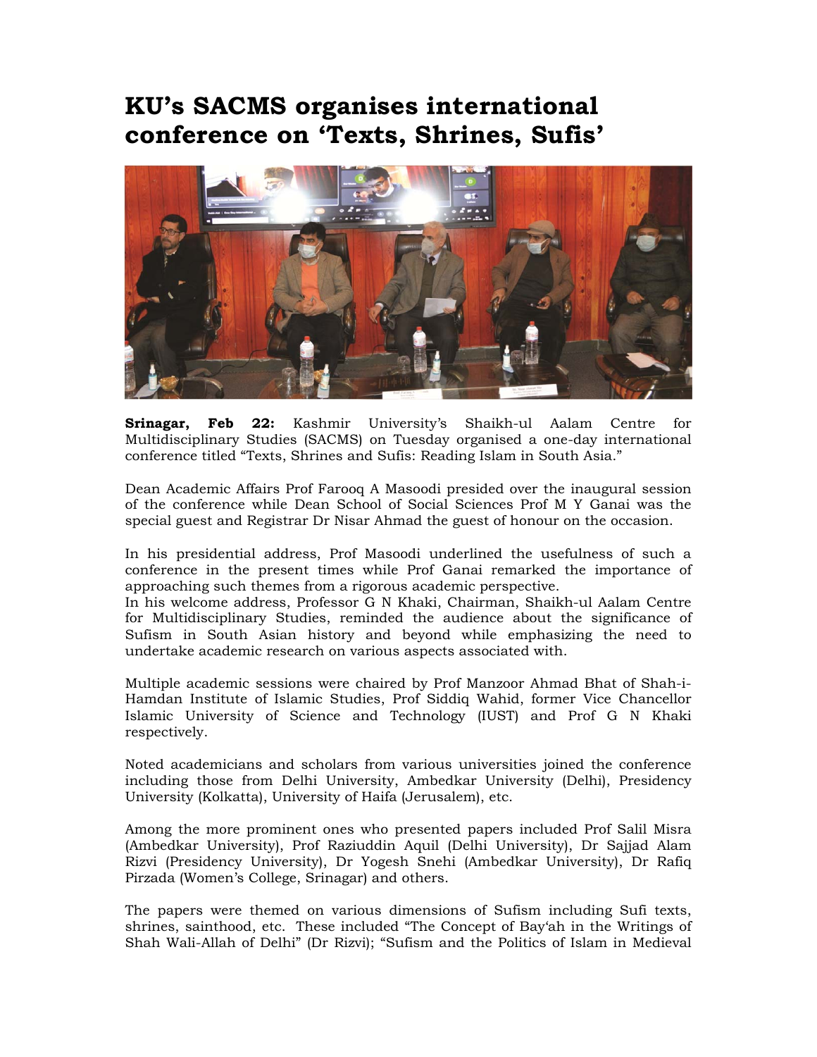# KU's SACMS organises international conference on 'Texts, Shrines, Sufis'

**Srinagar, Feb 22:** Kashmir University's Shaikh-ul Aalam Centre for Multidisciplinary Studies (SACMS) on Tuesday organised a one-day international conference titled "Texts, Shrines and Sufis: Reading Islam in South Asia."

Dean Academic Affairs Prof Farooq A Masoodi presided over the inaugural session of the conference while Dean School of Social Sciences Prof M Y Ganai was the special guest and Registrar Dr Nisar Ahmad the guest of honour on the occasion.

In his presidential address, Prof Masoodi underlined the usefulness of such a conference in the present times while Prof Ganai remarked the importance of approaching such themes from a rigorous academic perspective.
In his welcome address, Professor G N Khaki, Chairman, Shaikh-ul Aalam Centre for Multidisciplinary Studies, reminded the audience about the significance of Sufism in South Asian history and beyond while emphasizing the need to undertake academic research on various aspects associated with.

Multiple academic sessions were chaired by Prof Manzoor Ahmad Bhat of Shah-i-Hamdan Institute of Islamic Studies, Prof Siddiq Wahid, former Vice Chancellor Islamic University of Science and Technology (IUST) and Prof G N Khaki respectively.

Noted academicians and scholars from various universities joined the conference including those from Delhi University, Ambedkar University (Delhi), Presidency University (Kolkatta), University of Haifa (Jerusalem), etc.

Among the more prominent ones who presented papers included Prof Salil Misra (Ambedkar University), Prof Raziuddin Aquil (Delhi University), Dr Sajjad Alam Rizvi (Presidency University), Dr Yogesh Snehi (Ambedkar University), Dr Rafiq Pirzada (Women's College, Srinagar) and others.

The papers were themed on various dimensions of Sufism including Sufi texts, shrines, sainthood, etc. These included "The Concept of Bay'ah in the Writings of Shah Wali-Allah of Delhi" (Dr Rizvi); "Sufism and the Politics of Islam in Medieval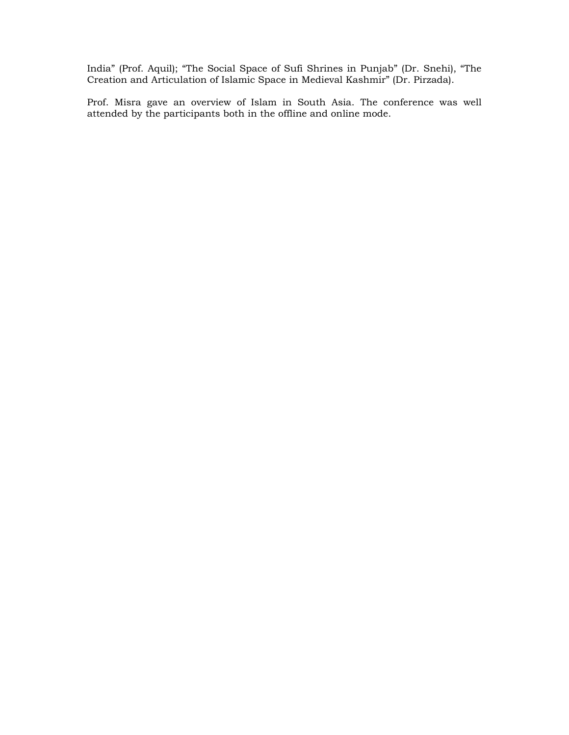India" (Prof. Aquil); "The Social Space of Sufi Shrines in Punjab" (Dr. Snehi), "The Creation and Articulation of Islamic Space in Medieval Kashmir" (Dr. Pirzada).

Prof. Misra gave an overview of Islam in South Asia. The conference was well attended by the participants both in the offline and online mode.